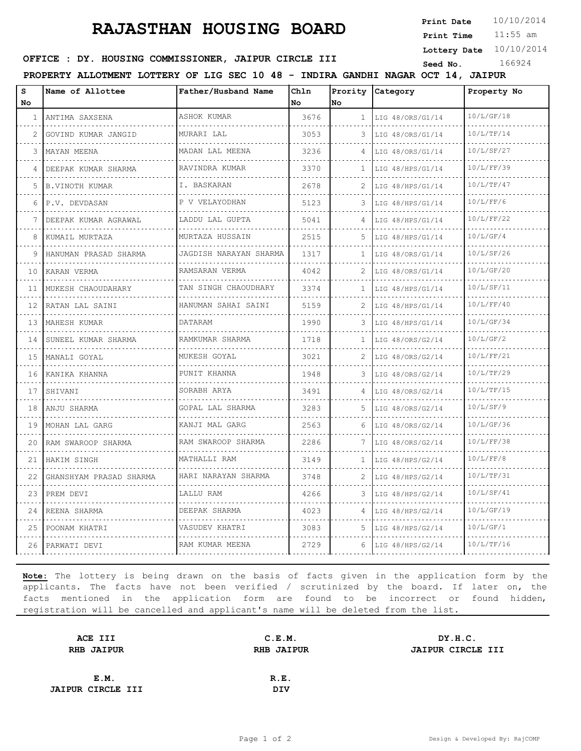# RAJASTHAN HOUSING BOARD

**Print Date** 10/10/2014
**Print Time** 11:55 am
**Lottery Date** 10/10/2014
**Seed No.** 166924

**OFFICE : DY. HOUSING COMMISSIONER, JAIPUR CIRCLE III**

**PROPERTY ALLOTMENT LOTTERY OF LIG SEC 10 48 - INDIRA GANDHI NAGAR OCT 14, JAIPUR**

| S No | Name of Allottee | Father/Husband Name | Chln No | Prority No | Category | Property No |
|---|---|---|---|---|---|---|
| 1 | ANTIMA SAXSENA | ASHOK KUMAR | 3676 | 1 | LIG 48/ORS/G1/14 | 10/L/GF/18 |
| 2 | GOVIND KUMAR JANGID | MURARI LAL | 3053 | 3 | LIG 48/ORS/G1/14 | 10/L/TF/14 |
| 3 | MAYAN MEENA | MADAN LAL MEENA | 3236 | 4 | LIG 48/ORS/G1/14 | 10/L/SF/27 |
| 4 | DEEPAK KUMAR SHARMA | RAVINDRA KUMAR | 3370 | 1 | LIG 48/HPS/G1/14 | 10/L/FF/39 |
| 5 | B.VINOTH KUMAR | I. BASKARAN | 2678 | 2 | LIG 48/HPS/G1/14 | 10/L/TF/47 |
| 6 | P.V. DEVDASAN | P V VELAYODHAN | 5123 | 3 | LIG 48/HPS/G1/14 | 10/L/FF/6 |
| 7 | DEEPAK KUMAR AGRAWAL | LADDU LAL GUPTA | 5041 | 4 | LIG 48/HPS/G1/14 | 10/L/FF/22 |
| 8 | KUMAIL MURTAZA | MURTAZA HUSSAIN | 2515 | 5 | LIG 48/HPS/G1/14 | 10/L/GF/4 |
| 9 | HANUMAN PRASAD SHARMA | JAGDISH NARAYAN SHARMA | 1317 | 1 | LIG 48/ORS/G1/14 | 10/L/SF/26 |
| 10 | KARAN VERMA | RAMSARAN VERMA | 4042 | 2 | LIG 48/ORS/G1/14 | 10/L/GF/20 |
| 11 | MUKESH CHAOUDAHARY | TAN SINGH CHAOUDHARY | 3374 | 1 | LIG 48/HPS/G1/14 | 10/L/SF/11 |
| 12 | RATAN LAL SAINI | HANUMAN SAHAI SAINI | 5159 | 2 | LIG 48/HPS/G1/14 | 10/L/FF/40 |
| 13 | MAHESH KUMAR | DATARAM | 1990 | 3 | LIG 48/HPS/G1/14 | 10/L/GF/34 |
| 14 | SUNEEL KUMAR SHARMA | RAMKUMAR SHARMA | 1718 | 1 | LIG 48/ORS/G2/14 | 10/L/GF/2 |
| 15 | MANALI GOYAL | MUKESH GOYAL | 3021 | 2 | LIG 48/ORS/G2/14 | 10/L/FF/21 |
| 16 | KANIKA KHANNA | PUNIT KHANNA | 1948 | 3 | LIG 48/ORS/G2/14 | 10/L/TF/29 |
| 17 | SHIVANI | SORABH ARYA | 3491 | 4 | LIG 48/ORS/G2/14 | 10/L/TF/15 |
| 18 | ANJU SHARMA | GOPAL LAL SHARMA | 3283 | 5 | LIG 48/ORS/G2/14 | 10/L/SF/9 |
| 19 | MOHAN LAL GARG | KANJI MAL GARG | 2563 | 6 | LIG 48/ORS/G2/14 | 10/L/GF/36 |
| 20 | RAM SWAROOP SHARMA | RAM SWAROOP SHARMA | 2286 | 7 | LIG 48/ORS/G2/14 | 10/L/FF/38 |
| 21 | HAKIM SINGH | MATHALLI RAM | 3149 | 1 | LIG 48/HPS/G2/14 | 10/L/FF/8 |
| 22 | GHANSHYAM PRASAD SHARMA | HARI NARAYAN SHARMA | 3748 | 2 | LIG 48/HPS/G2/14 | 10/L/TF/31 |
| 23 | PREM DEVI | LALLU RAM | 4266 | 3 | LIG 48/HPS/G2/14 | 10/L/SF/41 |
| 24 | REENA SHARMA | DEEPAK SHARMA | 4023 | 4 | LIG 48/HPS/G2/14 | 10/L/GF/19 |
| 25 | POONAM KHATRI | VASUDEV KHATRI | 3083 | 5 | LIG 48/HPS/G2/14 | 10/L/GF/1 |
| 26 | PARWATI DEVI | RAM KUMAR MEENA | 2729 | 6 | LIG 48/HPS/G2/14 | 10/L/TF/16 |

**Note:** The lottery is being drawn on the basis of facts given in the application form by the applicants. The facts have not been verified / scrutinized by the board. If later on, the facts mentioned in the application form are found to be incorrect or found hidden, registration will be cancelled and applicant's name will be deleted from the list.

| | | |
|---|---|---|
| **ACE III**<br>**RHB JAIPUR** | **C.E.M.**<br>**RHB JAIPUR** | **DY.H.C.**<br>**JAIPUR CIRCLE III** |
| **E.M.**<br>**JAIPUR CIRCLE III** | **R.E.**<br>**DIV** | |

Design & Developed By: RajCOMP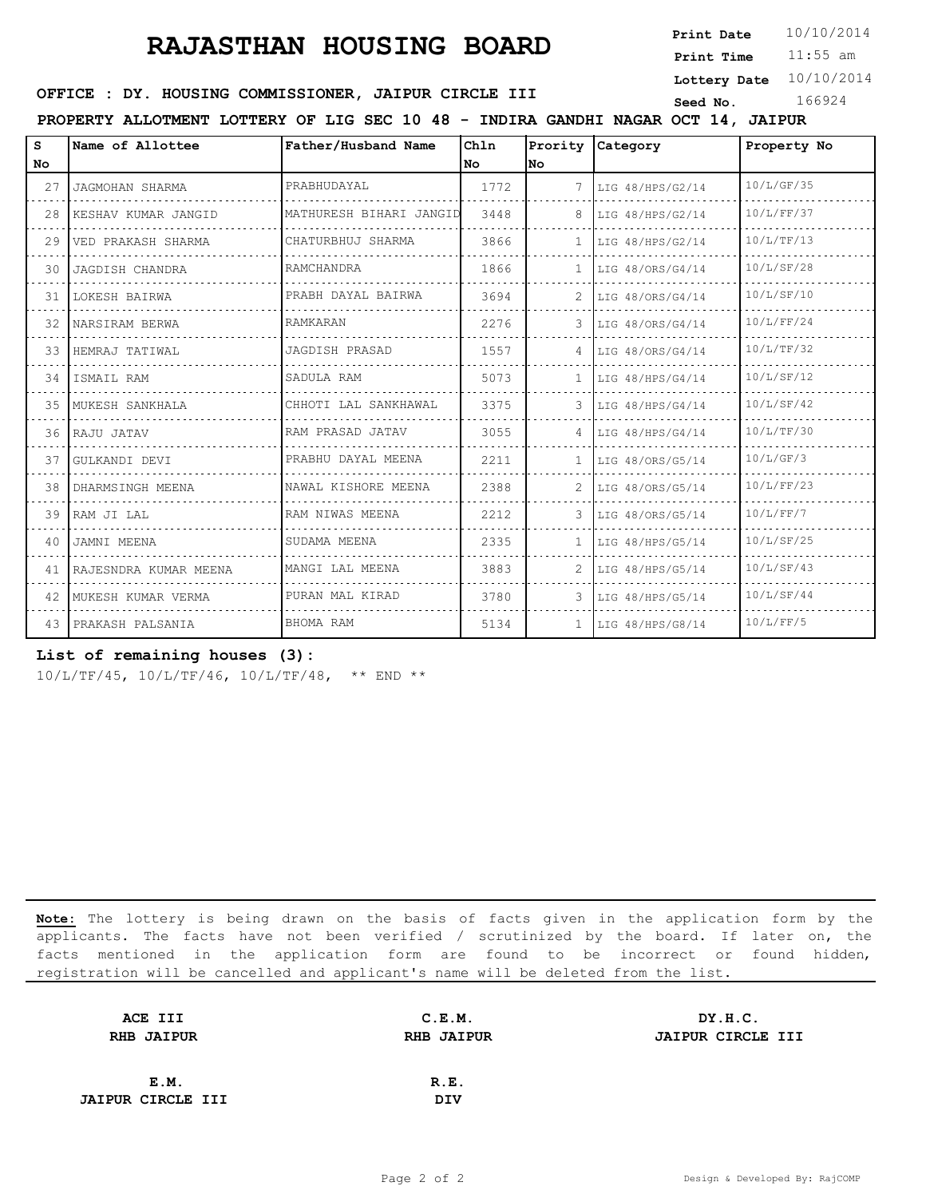# RAJASTHAN HOUSING BOARD

**Print Date** 10/10/2014
**Print Time** 11:55 am
**Lottery Date** 10/10/2014
**Seed No.** 166924

**OFFICE : DY. HOUSING COMMISSIONER, JAIPUR CIRCLE III**

**PROPERTY ALLOTMENT LOTTERY OF LIG SEC 10 48 - INDIRA GANDHI NAGAR OCT 14, JAIPUR**

| S No | Name of Allottee | Father/Husband Name | Chln No | Prority No | Category | Property No |
|---|---|---|---|---|---|---|
| 27 | JAGMOHAN SHARMA | PRABHUDAYAL | 1772 | 7 | LIG 48/HPS/G2/14 | 10/L/GF/35 |
| 28 | KESHAV KUMAR JANGID | MATHURESH BIHARI JANGID | 3448 | 8 | LIG 48/HPS/G2/14 | 10/L/FF/37 |
| 29 | VED PRAKASH SHARMA | CHATURBHUJ SHARMA | 3866 | 1 | LIG 48/HPS/G2/14 | 10/L/TF/13 |
| 30 | JAGDISH CHANDRA | RAMCHANDRA | 1866 | 1 | LIG 48/ORS/G4/14 | 10/L/SF/28 |
| 31 | LOKESH BAIRWA | PRABH DAYAL BAIRWA | 3694 | 2 | LIG 48/ORS/G4/14 | 10/L/SF/10 |
| 32 | NARSIRAM BERWA | RAMKARAN | 2276 | 3 | LIG 48/ORS/G4/14 | 10/L/FF/24 |
| 33 | HEMRAJ TATIWAL | JAGDISH PRASAD | 1557 | 4 | LIG 48/ORS/G4/14 | 10/L/TF/32 |
| 34 | ISMAIL RAM | SADULA RAM | 5073 | 1 | LIG 48/HPS/G4/14 | 10/L/SF/12 |
| 35 | MUKESH SANKHALA | CHHOTI LAL SANKHAWAL | 3375 | 3 | LIG 48/HPS/G4/14 | 10/L/SF/42 |
| 36 | RAJU JATAV | RAM PRASAD JATAV | 3055 | 4 | LIG 48/HPS/G4/14 | 10/L/TF/30 |
| 37 | GULKANDI DEVI | PRABHU DAYAL MEENA | 2211 | 1 | LIG 48/ORS/G5/14 | 10/L/GF/3 |
| 38 | DHARMSINGH MEENA | NAWAL KISHORE MEENA | 2388 | 2 | LIG 48/ORS/G5/14 | 10/L/FF/23 |
| 39 | RAM JI LAL | RAM NIWAS MEENA | 2212 | 3 | LIG 48/ORS/G5/14 | 10/L/FF/7 |
| 40 | JAMNI MEENA | SUDAMA MEENA | 2335 | 1 | LIG 48/HPS/G5/14 | 10/L/SF/25 |
| 41 | RAJESNDRA KUMAR MEENA | MANGI LAL MEENA | 3883 | 2 | LIG 48/HPS/G5/14 | 10/L/SF/43 |
| 42 | MUKESH KUMAR VERMA | PURAN MAL KIRAD | 3780 | 3 | LIG 48/HPS/G5/14 | 10/L/SF/44 |
| 43 | PRAKASH PALSANIA | BHOMA RAM | 5134 | 1 | LIG 48/HPS/G8/14 | 10/L/FF/5 |

**List of remaining houses (3):**

10/L/TF/45, 10/L/TF/46, 10/L/TF/48, ** END **

**Note:** The lottery is being drawn on the basis of facts given in the application form by the applicants. The facts have not been verified / scrutinized by the board. If later on, the facts mentioned in the application form are found to be incorrect or found hidden, registration will be cancelled and applicant's name will be deleted from the list.

**ACE III**
**RHB JAIPUR**

**C.E.M.**
**RHB JAIPUR**

**DY.H.C.**
**JAIPUR CIRCLE III**

**E.M.**
**JAIPUR CIRCLE III**

**R.E.**
**DIV**

Design & Developed By: RajCOMP